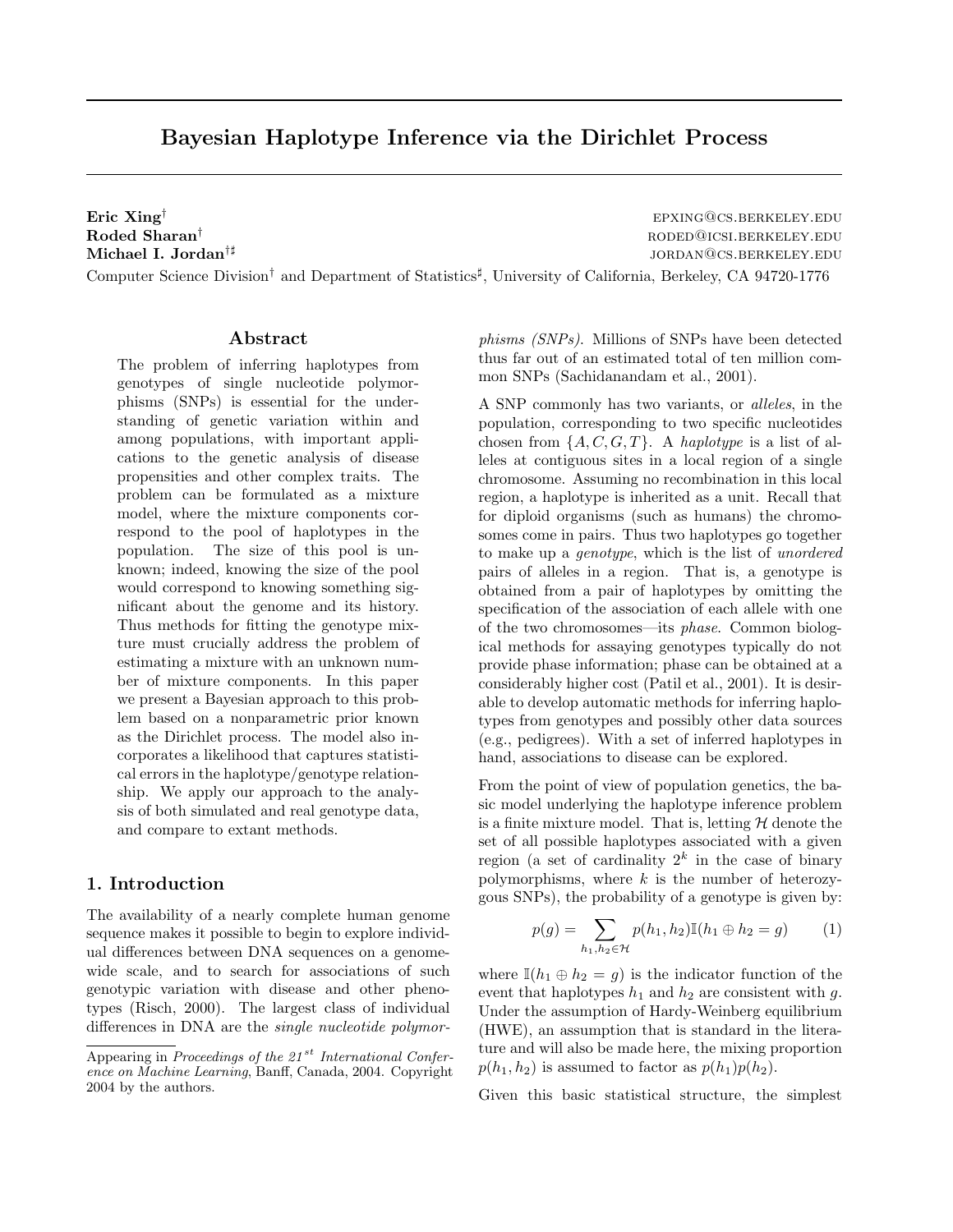# Bayesian Haplotype Inference via the Dirichlet Process

**Eric Xing**[†] EPXING@CS.BERKELEY.EDU
**Roded Sharan**[†] RODED@ICSI.BERKELEY.EDU
**Michael I. Jordan**[†‡] JORDAN@CS.BERKELEY.EDU

Computer Science Division[†] and Department of Statistics[‡], University of California, Berkeley, CA 94720-1776

## Abstract

The problem of inferring haplotypes from genotypes of single nucleotide polymorphisms (SNPs) is essential for the understanding of genetic variation within and among populations, with important applications to the genetic analysis of disease propensities and other complex traits. The problem can be formulated as a mixture model, where the mixture components correspond to the pool of haplotypes in the population. The size of this pool is unknown; indeed, knowing the size of the pool would correspond to knowing something significant about the genome and its history. Thus methods for fitting the genotype mixture must crucially address the problem of estimating a mixture with an unknown number of mixture components. In this paper we present a Bayesian approach to this problem based on a nonparametric prior known as the Dirichlet process. The model also incorporates a likelihood that captures statistical errors in the haplotype/genotype relationship. We apply our approach to the analysis of both simulated and real genotype data, and compare to extant methods.

## 1. Introduction

The availability of a nearly complete human genome sequence makes it possible to begin to explore individual differences between DNA sequences on a genome-wide scale, and to search for associations of such genotypic variation with disease and other phenotypes (Risch, 2000). The largest class of individual differences in DNA are the *single nucleotide polymorphisms (SNPs)*. Millions of SNPs have been detected thus far out of an estimated total of ten million common SNPs (Sachidanandam et al., 2001).

A SNP commonly has two variants, or *alleles*, in the population, corresponding to two specific nucleotides chosen from $\{A, C, G, T\}$. A *haplotype* is a list of alleles at contiguous sites in a local region of a single chromosome. Assuming no recombination in this local region, a haplotype is inherited as a unit. Recall that for diploid organisms (such as humans) the chromosomes come in pairs. Thus two haplotypes go together to make up a *genotype*, which is the list of *unordered* pairs of alleles in a region. That is, a genotype is obtained from a pair of haplotypes by omitting the specification of the association of each allele with one of the two chromosomes—its *phase*. Common biological methods for assaying genotypes typically do not provide phase information; phase can be obtained at a considerably higher cost (Patil et al., 2001). It is desirable to develop automatic methods for inferring haplotypes from genotypes and possibly other data sources (e.g., pedigrees). With a set of inferred haplotypes in hand, associations to disease can be explored.

From the point of view of population genetics, the basic model underlying the haplotype inference problem is a finite mixture model. That is, letting $\mathcal{H}$ denote the set of all possible haplotypes associated with a given region (a set of cardinality $2^k$ in the case of binary polymorphisms, where $k$ is the number of heterozygous SNPs), the probability of a genotype is given by:

$$p(g) = \sum_{h_1, h_2 \in \mathcal{H}} p(h_1, h_2) \mathbb{I}(h_1 \oplus h_2 = g) \tag{1}$$

where $\mathbb{I}(h_1 \oplus h_2 = g)$ is the indicator function of the event that haplotypes $h_1$ and $h_2$ are consistent with $g$. Under the assumption of Hardy-Weinberg equilibrium (HWE), an assumption that is standard in the literature and will also be made here, the mixing proportion $p(h_1, h_2)$ is assumed to factor as $p(h_1)p(h_2)$.

Given this basic statistical structure, the simplest

Appearing in *Proceedings of the 21[st] International Conference on Machine Learning*, Banff, Canada, 2004. Copyright 2004 by the authors.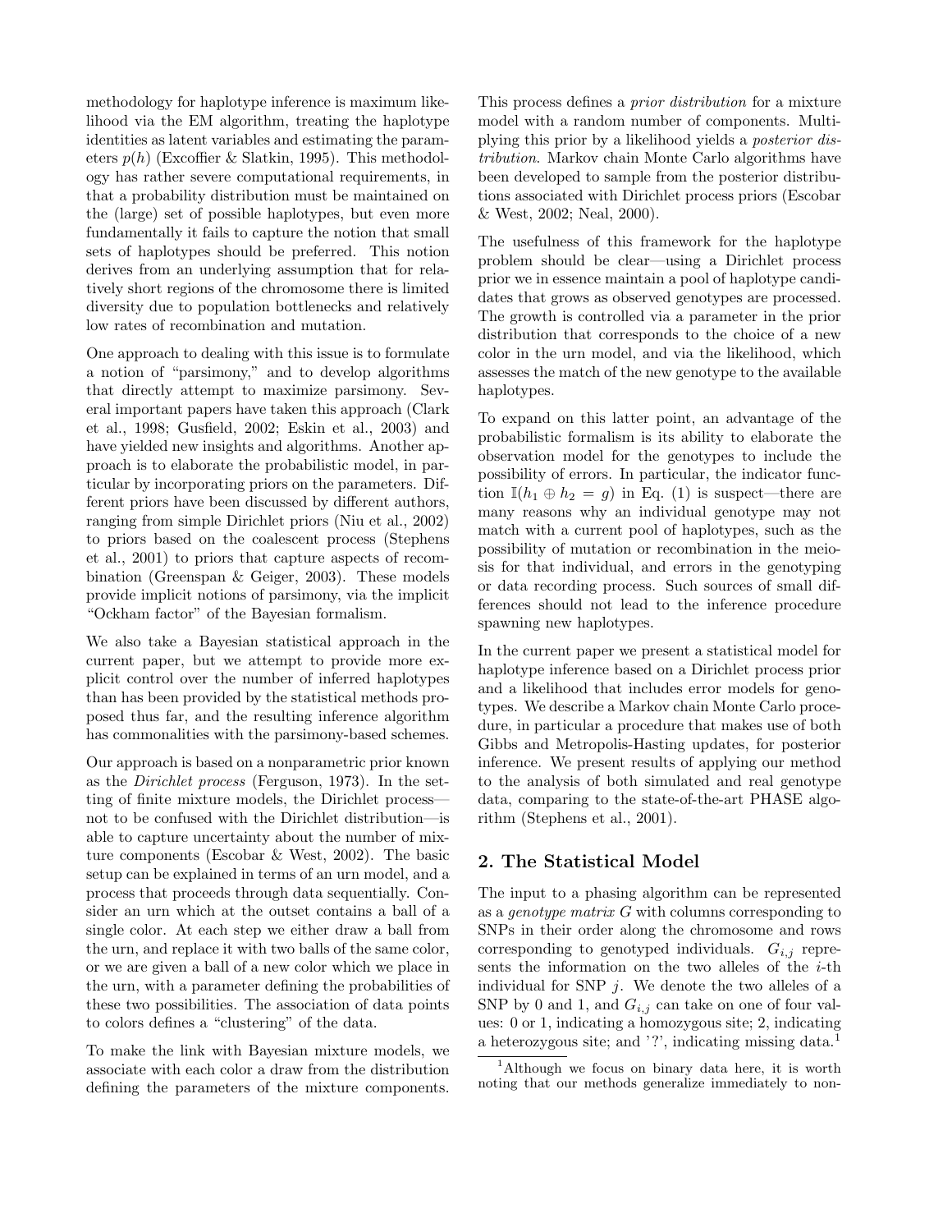methodology for haplotype inference is maximum likelihood via the EM algorithm, treating the haplotype identities as latent variables and estimating the parameters $p(h)$ (Excoffier & Slatkin, 1995). This methodology has rather severe computational requirements, in that a probability distribution must be maintained on the (large) set of possible haplotypes, but even more fundamentally it fails to capture the notion that small sets of haplotypes should be preferred. This notion derives from an underlying assumption that for relatively short regions of the chromosome there is limited diversity due to population bottlenecks and relatively low rates of recombination and mutation.

One approach to dealing with this issue is to formulate a notion of "parsimony," and to develop algorithms that directly attempt to maximize parsimony. Several important papers have taken this approach (Clark et al., 1998; Gusfield, 2002; Eskin et al., 2003) and have yielded new insights and algorithms. Another approach is to elaborate the probabilistic model, in particular by incorporating priors on the parameters. Different priors have been discussed by different authors, ranging from simple Dirichlet priors (Niu et al., 2002) to priors based on the coalescent process (Stephens et al., 2001) to priors that capture aspects of recombination (Greenspan & Geiger, 2003). These models provide implicit notions of parsimony, via the implicit "Ockham factor" of the Bayesian formalism.

We also take a Bayesian statistical approach in the current paper, but we attempt to provide more explicit control over the number of inferred haplotypes than has been provided by the statistical methods proposed thus far, and the resulting inference algorithm has commonalities with the parsimony-based schemes.

Our approach is based on a nonparametric prior known as the *Dirichlet process* (Ferguson, 1973). In the setting of finite mixture models, the Dirichlet process—not to be confused with the Dirichlet distribution—is able to capture uncertainty about the number of mixture components (Escobar & West, 2002). The basic setup can be explained in terms of an urn model, and a process that proceeds through data sequentially. Consider an urn which at the outset contains a ball of a single color. At each step we either draw a ball from the urn, and replace it with two balls of the same color, or we are given a ball of a new color which we place in the urn, with a parameter defining the probabilities of these two possibilities. The association of data points to colors defines a "clustering" of the data.

To make the link with Bayesian mixture models, we associate with each color a draw from the distribution defining the parameters of the mixture components. This process defines a *prior distribution* for a mixture model with a random number of components. Multiplying this prior by a likelihood yields a *posterior distribution*. Markov chain Monte Carlo algorithms have been developed to sample from the posterior distributions associated with Dirichlet process priors (Escobar & West, 2002; Neal, 2000).

The usefulness of this framework for the haplotype problem should be clear—using a Dirichlet process prior we in essence maintain a pool of haplotype candidates that grows as observed genotypes are processed. The growth is controlled via a parameter in the prior distribution that corresponds to the choice of a new color in the urn model, and via the likelihood, which assesses the match of the new genotype to the available haplotypes.

To expand on this latter point, an advantage of the probabilistic formalism is its ability to elaborate the observation model for the genotypes to include the possibility of errors. In particular, the indicator function $\mathbb{I}(h_1 \oplus h_2 = g)$ in Eq. (1) is suspect—there are many reasons why an individual genotype may not match with a current pool of haplotypes, such as the possibility of mutation or recombination in the meiosis for that individual, and errors in the genotyping or data recording process. Such sources of small differences should not lead to the inference procedure spawning new haplotypes.

In the current paper we present a statistical model for haplotype inference based on a Dirichlet process prior and a likelihood that includes error models for genotypes. We describe a Markov chain Monte Carlo procedure, in particular a procedure that makes use of both Gibbs and Metropolis-Hasting updates, for posterior inference. We present results of applying our method to the analysis of both simulated and real genotype data, comparing to the state-of-the-art PHASE algorithm (Stephens et al., 2001).

## 2. The Statistical Model

The input to a phasing algorithm can be represented as a *genotype matrix* $G$ with columns corresponding to SNPs in their order along the chromosome and rows corresponding to genotyped individuals. $G_{i,j}$ represents the information on the two alleles of the $i$-th individual for SNP $j$. We denote the two alleles of a SNP by 0 and 1, and $G_{i,j}$ can take on one of four values: 0 or 1, indicating a homozygous site; 2, indicating a heterozygous site; and '?', indicating missing data.[1]

[1]Although we focus on binary data here, it is worth noting that our methods generalize immediately to non-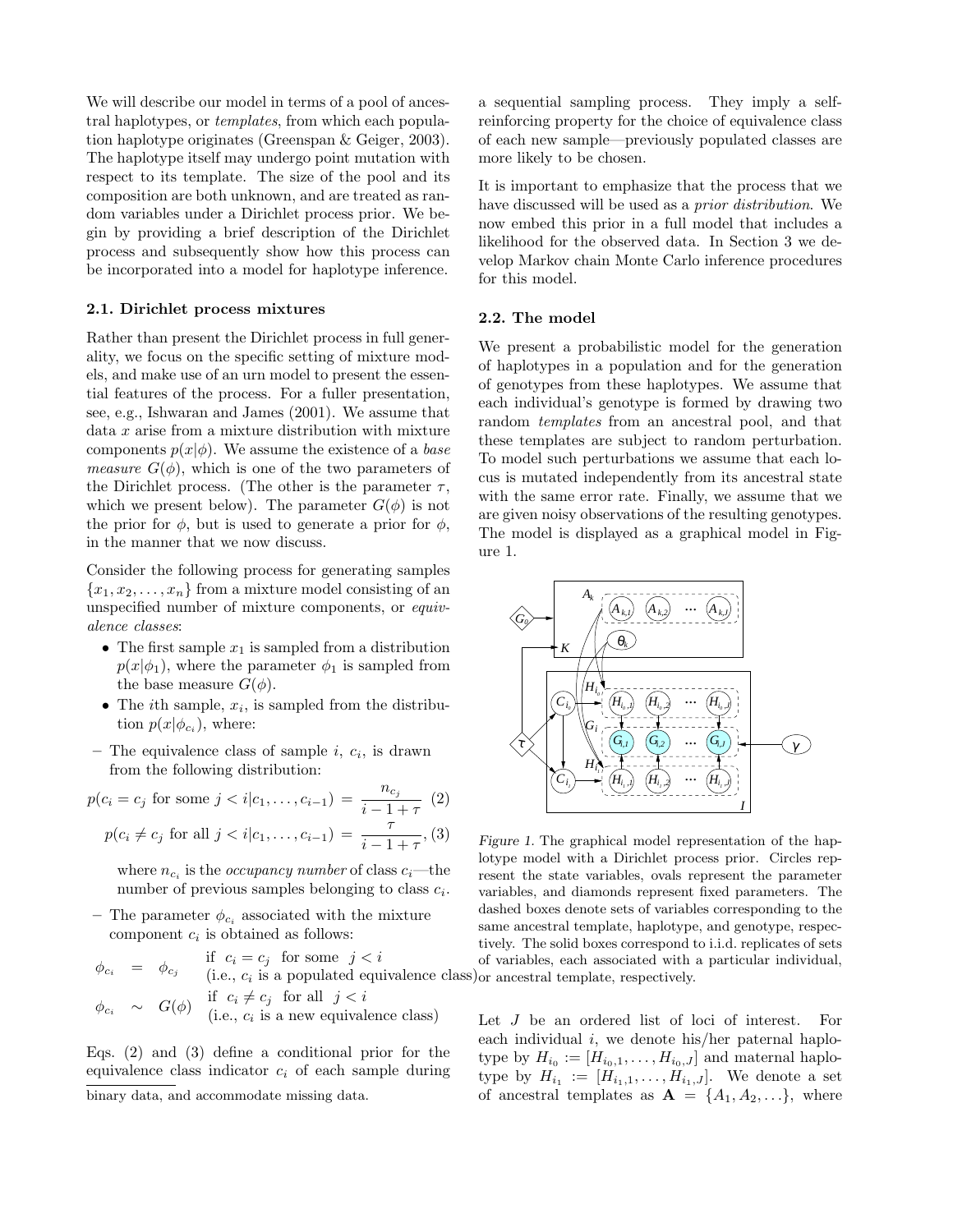We will describe our model in terms of a pool of ancestral haplotypes, or *templates*, from which each population haplotype originates (Greenspan & Geiger, 2003). The haplotype itself may undergo point mutation with respect to its template. The size of the pool and its composition are both unknown, and are treated as random variables under a Dirichlet process prior. We begin by providing a brief description of the Dirichlet process and subsequently show how this process can be incorporated into a model for haplotype inference.

### 2.1. Dirichlet process mixtures

Rather than present the Dirichlet process in full generality, we focus on the specific setting of mixture models, and make use of an urn model to present the essential features of the process. For a fuller presentation, see, e.g., Ishwaran and James (2001). We assume that data $x$ arise from a mixture distribution with mixture components $p(x|\phi)$. We assume the existence of a *base measure* $G(\phi)$, which is one of the two parameters of the Dirichlet process. (The other is the parameter $\tau$, which we present below). The parameter $G(\phi)$ is not the prior for $\phi$, but is used to generate a prior for $\phi$, in the manner that we now discuss.

Consider the following process for generating samples $\{x_1, x_2, \ldots, x_n\}$ from a mixture model consisting of an unspecified number of mixture components, or *equivalence classes*:

- The first sample $x_1$ is sampled from a distribution $p(x|\phi_1)$, where the parameter $\phi_1$ is sampled from the base measure $G(\phi)$.
- The $i$th sample, $x_i$, is sampled from the distribution $p(x|\phi_{c_i})$, where:

– The equivalence class of sample $i$, $c_i$, is drawn from the following distribution:

$$p(c_i = c_j \text{ for some } j < i | c_1, \ldots, c_{i-1}) = \frac{n_{c_j}}{i - 1 + \tau} \quad (2)$$

$$p(c_i \neq c_j \text{ for all } j < i | c_1, \ldots, c_{i-1}) = \frac{\tau}{i - 1 + \tau}, \quad (3)$$

where $n_{c_i}$ is the *occupancy number* of class $c_i$—the number of previous samples belonging to class $c_i$.

– The parameter $\phi_{c_i}$ associated with the mixture component $c_i$ is obtained as follows:

$$\phi_{c_i} = \phi_{c_j} \quad \text{if } c_i = c_j \text{ for some } j < i \text{ (i.e., } c_i \text{ is a populated equivalence class)}$$

$$\phi_{c_i} \sim G(\phi) \quad \text{if } c_i \neq c_j \text{ for all } j < i \text{ (i.e., } c_i \text{ is a new equivalence class)}$$

Eqs. (2) and (3) define a conditional prior for the equivalence class indicator $c_i$ of each sample during a sequential sampling process. They imply a self-reinforcing property for the choice of equivalence class of each new sample—previously populated classes are more likely to be chosen.

It is important to emphasize that the process that we have discussed will be used as a *prior distribution*. We now embed this prior in a full model that includes a likelihood for the observed data. In Section 3 we develop Markov chain Monte Carlo inference procedures for this model.

### 2.2. The model

We present a probabilistic model for the generation of haplotypes in a population and for the generation of genotypes from these haplotypes. We assume that each individual's genotype is formed by drawing two random *templates* from an ancestral pool, and that these templates are subject to random perturbation. To model such perturbations we assume that each locus is mutated independently from its ancestral state with the same error rate. Finally, we assume that we are given noisy observations of the resulting genotypes. The model is displayed as a graphical model in Figure 1.

*Figure 1.* The graphical model representation of the haplotype model with a Dirichlet process prior. Circles represent the state variables, ovals represent the parameter variables, and diamonds represent fixed parameters. The dashed boxes denote sets of variables corresponding to the same ancestral template, haplotype, and genotype, respectively. The solid boxes correspond to i.i.d. replicates of sets of variables, each associated with a particular individual, or ancestral template, respectively.

Let $J$ be an ordered list of loci of interest. For each individual $i$, we denote his/her paternal haplotype by $H_{i_0} := [H_{i_0,1}, \ldots, H_{i_0,J}]$ and maternal haplotype by $H_{i_1} := [H_{i_1,1}, \ldots, H_{i_1,J}]$. We denote a set of ancestral templates as $\mathbf{A} = \{A_1, A_2, \ldots\}$, where

binary data, and accommodate missing data.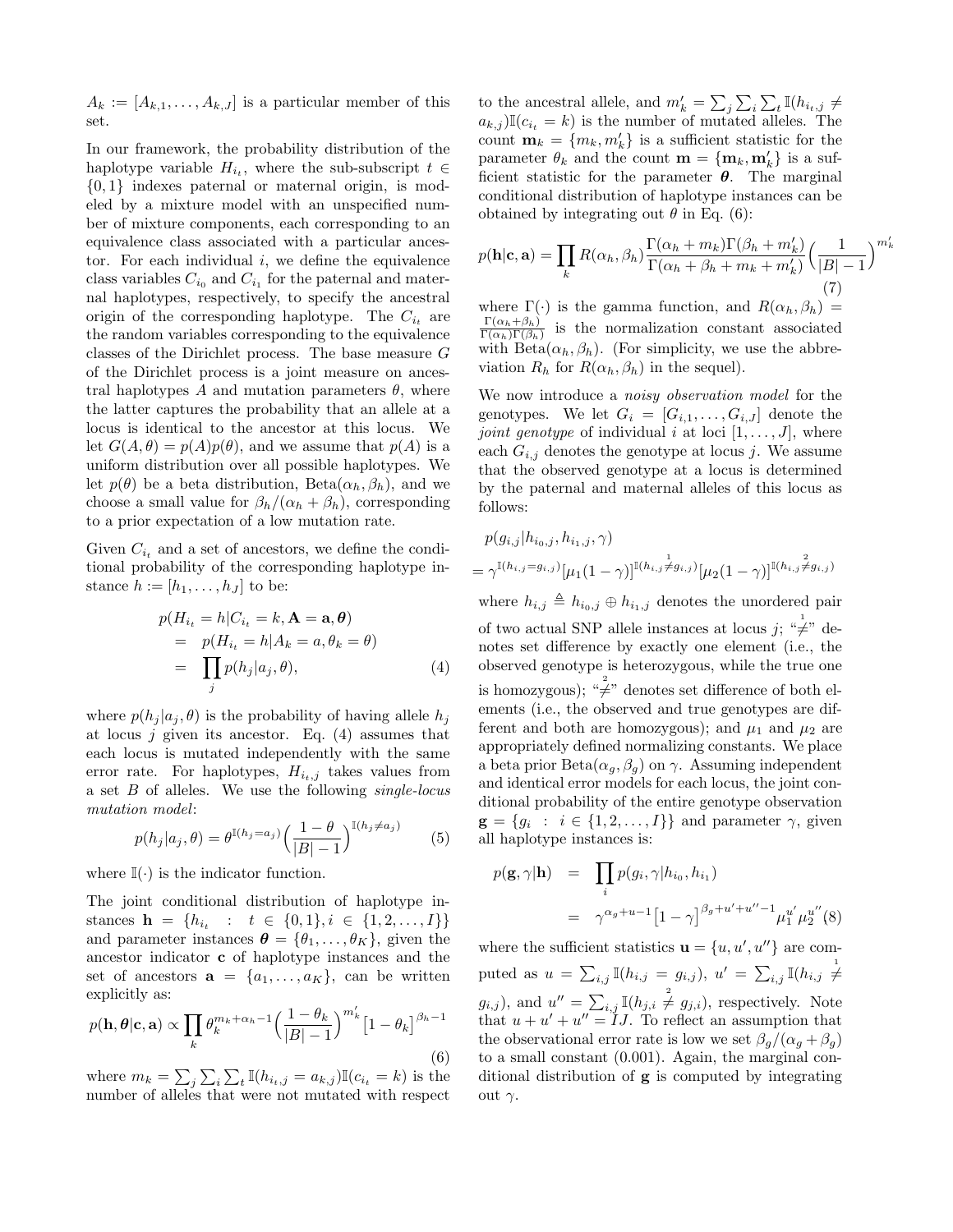$A_k := [A_{k,1}, \ldots, A_{k,J}]$ is a particular member of this set.

In our framework, the probability distribution of the haplotype variable $H_{i_t}$, where the sub-subscript $t \in \{0, 1\}$ indexes paternal or maternal origin, is modeled by a mixture model with an unspecified number of mixture components, each corresponding to an equivalence class associated with a particular ancestor. For each individual $i$, we define the equivalence class variables $C_{i_0}$ and $C_{i_1}$ for the paternal and maternal haplotypes, respectively, to specify the ancestral origin of the corresponding haplotype. The $C_{i_t}$ are the random variables corresponding to the equivalence classes of the Dirichlet process. The base measure $G$ of the Dirichlet process is a joint measure on ancestral haplotypes $A$ and mutation parameters $\theta$, where the latter captures the probability that an allele at a locus is identical to the ancestor at this locus. We let $G(A, \theta) = p(A)p(\theta)$, and we assume that $p(A)$ is a uniform distribution over all possible haplotypes. We let $p(\theta)$ be a beta distribution, $\text{Beta}(\alpha_h, \beta_h)$, and we choose a small value for $\beta_h/(\alpha_h + \beta_h)$, corresponding to a prior expectation of a low mutation rate.

Given $C_{i_t}$ and a set of ancestors, we define the conditional probability of the corresponding haplotype instance $h := [h_1, \ldots, h_J]$ to be:

$$\begin{aligned} p(H_{i_t} = h | C_{i_t} = k, \mathbf{A} = \mathbf{a}, \boldsymbol{\theta}) &= p(H_{i_t} = h | A_k = a, \theta_k = \theta) \\ &= \prod_j p(h_j | a_j, \theta), \end{aligned} \tag{4}$$

where $p(h_j|a_j, \theta)$ is the probability of having allele $h_j$ at locus $j$ given its ancestor. Eq. (4) assumes that each locus is mutated independently with the same error rate. For haplotypes, $H_{i_t,j}$ takes values from a set $B$ of alleles. We use the following *single-locus mutation model*:

$$p(h_j | a_j, \theta) = \theta^{\mathbb{I}(h_j = a_j)} \Big(\frac{1-\theta}{|B|-1}\Big)^{\mathbb{I}(h_j \neq a_j)} \tag{5}$$

where $\mathbb{I}(\cdot)$ is the indicator function.

The joint conditional distribution of haplotype instances $\mathbf{h} = \{h_{i_t} \; : \; t \in \{0, 1\}, i \in \{1, 2, \ldots, I\}\}$ and parameter instances $\boldsymbol{\theta} = \{\theta_1, \ldots, \theta_K\}$, given the ancestor indicator $\mathbf{c}$ of haplotype instances and the set of ancestors $\mathbf{a} = \{a_1, \ldots, a_K\}$, can be written explicitly as:

$$p(\mathbf{h}, \boldsymbol{\theta} | \mathbf{c}, \mathbf{a}) \propto \prod_k \theta_k^{m_k + \alpha_h - 1} \Big(\frac{1-\theta_k}{|B|-1}\Big)^{m'_k} \big[1 - \theta_k\big]^{\beta_h - 1} \tag{6}$$

where $m_k = \sum_j \sum_i \sum_t \mathbb{I}(h_{i_t,j} = a_{k,j})\mathbb{I}(c_{i_t} = k)$ is the number of alleles that were not mutated with respect to the ancestral allele, and $m'_k = \sum_j \sum_i \sum_t \mathbb{I}(h_{i_t,j} \neq a_{k,j})\mathbb{I}(c_{i_t} = k)$ is the number of mutated alleles. The count $\mathbf{m}_k = \{m_k, \mathbf{m}'_k\}$ is a sufficient statistic for the parameter $\theta_k$ and the count $\mathbf{m} = \{\mathbf{m}_k, \mathbf{m}'_k\}$ is a sufficient statistic for the parameter $\boldsymbol{\theta}$. The marginal conditional distribution of haplotype instances can be obtained by integrating out $\theta$ in Eq. (6):

$$p(\mathbf{h}|\mathbf{c}, \mathbf{a}) = \prod_k R(\alpha_h, \beta_h) \frac{\Gamma(\alpha_h + m_k)\Gamma(\beta_h + m'_k)}{\Gamma(\alpha_h + \beta_h + m_k + m'_k)} \Big(\frac{1}{|B|-1}\Big)^{m'_k} \tag{7}$$

where $\Gamma(\cdot)$ is the gamma function, and $R(\alpha_h, \beta_h) = \frac{\Gamma(\alpha_h+\beta_h)}{\Gamma(\alpha_h)\Gamma(\beta_h)}$ is the normalization constant associated with $\text{Beta}(\alpha_h, \beta_h)$. (For simplicity, we use the abbreviation $R_h$ for $R(\alpha_h, \beta_h)$ in the sequel).

We now introduce a *noisy observation model* for the genotypes. We let $G_i = [G_{i,1}, \ldots, G_{i,J}]$ denote the *joint genotype* of individual $i$ at loci $[1, \ldots, J]$, where each $G_{i,j}$ denotes the genotype at locus $j$. We assume that the observed genotype at a locus is determined by the paternal and maternal alleles of this locus as follows:

$$\begin{aligned} &p(g_{i,j}|h_{i_0,j}, h_{i_1,j}, \gamma) \\ &= \gamma^{\mathbb{I}(h_{i,j} = g_{i,j})} [\mu_1(1-\gamma)]^{\mathbb{I}(h_{i,j} \overset{1}{\neq} g_{i,j})} [\mu_2(1-\gamma)]^{\mathbb{I}(h_{i,j} \overset{2}{\neq} g_{i,j})} \end{aligned}$$

where $h_{i,j} \triangleq h_{i_0,j} \oplus h_{i_1,j}$ denotes the unordered pair of two actual SNP allele instances at locus $j$; "$\overset{1}{\neq}$" denotes set difference by exactly one element (i.e., the observed genotype is heterozygous, while the true one is homozygous); "$\overset{2}{\neq}$" denotes set difference of both elements (i.e., the observed and true genotypes are different and both are homozygous); and $\mu_1$ and $\mu_2$ are appropriately defined normalizing constants. We place a beta prior $\text{Beta}(\alpha_g, \beta_g)$ on $\gamma$. Assuming independent and identical error models for each locus, the joint conditional probability of the entire genotype observation $\mathbf{g} = \{g_i \; : \; i \in \{1, 2, \ldots, I\}\}$ and parameter $\gamma$, given all haplotype instances is:

$$\begin{aligned} p(\mathbf{g}, \gamma|\mathbf{h}) &= \prod_i p(g_i, \gamma | h_{i_0}, h_{i_1}) \\ &= \gamma^{\alpha_g + u - 1} \big[1 - \gamma\big]^{\beta_g + u' + u'' - 1} \mu_1^{u'} \mu_2^{u''} \end{aligned} \tag{8}$$

where the sufficient statistics $\mathbf{u} = \{u, u', u''\}$ are computed as $u = \sum_{i,j} \mathbb{I}(h_{i,j} = g_{i,j})$, $u' = \sum_{i,j} \mathbb{I}(h_{i,j} \overset{1}{\neq} g_{i,j})$, and $u'' = \sum_{i,j} \mathbb{I}(h_{j,i} \overset{2}{\neq} g_{j,i})$, respectively. Note that $u + u' + u'' = IJ$. To reflect an assumption that the observational error rate is low we set $\beta_g/(\alpha_g + \beta_g)$ to a small constant (0.001). Again, the marginal conditional distribution of $\mathbf{g}$ is computed by integrating out $\gamma$.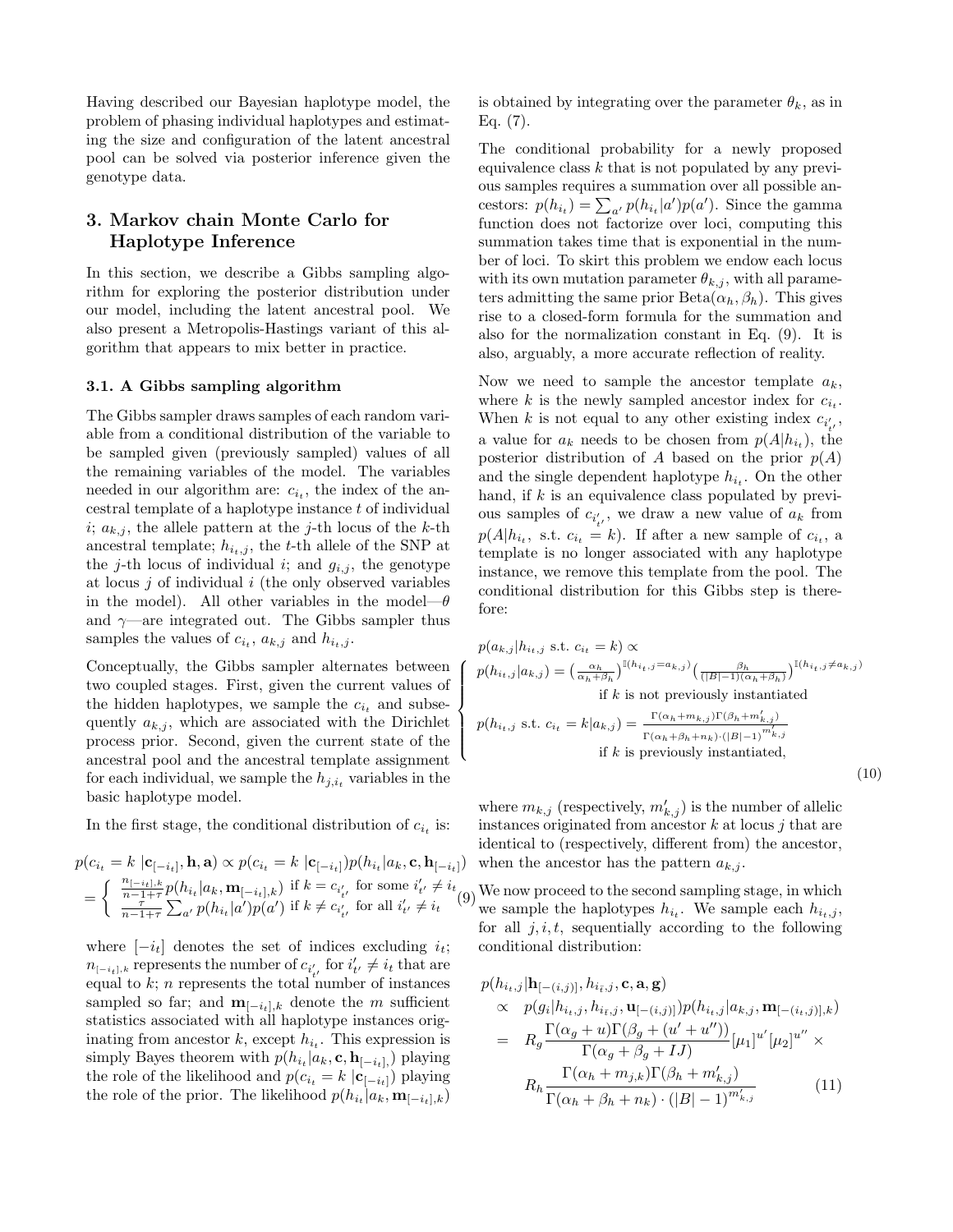Having described our Bayesian haplotype model, the problem of phasing individual haplotypes and estimating the size and configuration of the latent ancestral pool can be solved via posterior inference given the genotype data.

## 3. Markov chain Monte Carlo for Haplotype Inference

In this section, we describe a Gibbs sampling algorithm for exploring the posterior distribution under our model, including the latent ancestral pool. We also present a Metropolis-Hastings variant of this algorithm that appears to mix better in practice.

### 3.1. A Gibbs sampling algorithm

The Gibbs sampler draws samples of each random variable from a conditional distribution of the variable to be sampled given (previously sampled) values of all the remaining variables of the model. The variables needed in our algorithm are: $c_{i_t}$, the index of the ancestral template of a haplotype instance $t$ of individual $i$; $a_{k,j}$, the allele pattern at the $j$-th locus of the $k$-th ancestral template; $h_{i_t,j}$, the $t$-th allele of the SNP at the $j$-th locus of individual $i$; and $g_{i,j}$, the genotype at locus $j$ of individual $i$ (the only observed variables in the model). All other variables in the model—$\theta$ and $\gamma$—are integrated out. The Gibbs sampler thus samples the values of $c_{i_t}$, $a_{k,j}$ and $h_{i_t,j}$.

Conceptually, the Gibbs sampler alternates between two coupled stages. First, given the current values of the hidden haplotypes, we sample the $c_{i_t}$ and subsequently $a_{k,j}$, which are associated with the Dirichlet process prior. Second, given the current state of the ancestral pool and the ancestral template assignment for each individual, we sample the $h_{j,i_t}$ variables in the basic haplotype model.

In the first stage, the conditional distribution of $c_{i_t}$ is:

$$
\begin{aligned}
p(c_{i_t} = k \,|\mathbf{c}_{[-i_t]}, \mathbf{h}, \mathbf{a}) &\propto p(c_{i_t} = k \,|\mathbf{c}_{[-i_t]}) p(h_{i_t}|a_k, \mathbf{c}, \mathbf{h}_{[-i_t]}) \\
&= \begin{cases} \frac{n_{[-i_t],k}}{n-1+\tau} p(h_{i_t}|a_k, \mathbf{m}_{[-i_t],k}) & \text{if } k = c_{i'_{t'}} \text{ for some } i'_{t'} \neq i_t \\ \frac{\tau}{n-1+\tau} \sum_{a'} p(h_{i_t}|a')p(a') & \text{if } k \neq c_{i'_{t'}} \text{ for all } i'_{t'} \neq i_t \end{cases}
\end{aligned} \tag{9}
$$

where $[-i_t]$ denotes the set of indices excluding $i_t$; $n_{[-i_t],k}$ represents the number of $c_{i'_{t'}}$ for $i'_{t'} \neq i_t$ that are equal to $k$; $n$ represents the total number of instances sampled so far; and $\mathbf{m}_{[-i_t],k}$ denote the $m$ sufficient statistics associated with all haplotype instances originating from ancestor $k$, except $h_{i_t}$. This expression is simply Bayes theorem with $p(h_{i_t}|a_k, \mathbf{c}, \mathbf{h}_{[-i_t]},)$ playing the role of the likelihood and $p(c_{i_t} = k \,|\mathbf{c}_{[-i_t]})$ playing the role of the prior. The likelihood $p(h_{i_t}|a_k, \mathbf{m}_{[-i_t],k})$ is obtained by integrating over the parameter $\theta_k$, as in Eq. (7).

The conditional probability for a newly proposed equivalence class $k$ that is not populated by any previous samples requires a summation over all possible ancestors: $p(h_{i_t}) = \sum_{a'} p(h_{i_t}|a')p(a')$. Since the gamma function does not factorize over loci, computing this summation takes time that is exponential in the number of loci. To skirt this problem we endow each locus with its own mutation parameter $\theta_{k,j}$, with all parameters admitting the same prior $\text{Beta}(\alpha_h, \beta_h)$. This gives rise to a closed-form formula for the summation and also for the normalization constant in Eq. (9). It is also, arguably, a more accurate reflection of reality.

Now we need to sample the ancestor template $a_k$, where $k$ is the newly sampled ancestor index for $c_{i_t}$. When $k$ is not equal to any other existing index $c_{i'_{t'}}$, a value for $a_k$ needs to be chosen from $p(A|h_{i_t})$, the posterior distribution of $A$ based on the prior $p(A)$ and the single dependent haplotype $h_{i_t}$. On the other hand, if $k$ is an equivalence class populated by previous samples of $c_{i'_{t'}}$, we draw a new value of $a_k$ from $p(A|h_{i_t}, \text{ s.t. } c_{i_t} = k)$. If after a new sample of $c_{i_t}$, a template is no longer associated with any haplotype instance, we remove this template from the pool. The conditional distribution for this Gibbs step is therefore:

$$
p(a_{k,j}|h_{i_t,j} \text{ s.t. } c_{i_t} = k) \propto
\begin{cases}
p(h_{i_t,j}|a_{k,j}) = \left(\frac{\alpha_h}{\alpha_h+\beta_h}\right)^{\mathbb{I}(h_{i_t,j}=a_{k,j})} \left(\frac{\beta_h}{(|B|-1)(\alpha_h+\beta_h)}\right)^{\mathbb{I}(h_{i_t,j}\neq a_{k,j})} \\
\qquad \text{if } k \text{ is not previously instantiated} \\
p(h_{i_t,j} \text{ s.t. } c_{i_t} = k|a_{k,j}) = \frac{\Gamma(\alpha_h+m_{k,j})\Gamma(\beta_h+m'_{k,j})}{\Gamma(\alpha_h+\beta_h+n_k)\cdot(|B|-1)^{m'_{k,j}}} \\
\qquad \text{if } k \text{ is previously instantiated,}
\end{cases} \tag{10}
$$

where $m_{k,j}$ (respectively, $m'_{k,j}$) is the number of allelic instances originated from ancestor $k$ at locus $j$ that are identical to (respectively, different from) the ancestor, when the ancestor has the pattern $a_{k,j}$.

We now proceed to the second sampling stage, in which we sample the haplotypes $h_{i_t}$. We sample each $h_{i_t,j}$, for all $j, i, t$, sequentially according to the following conditional distribution:

$$
\begin{aligned}
p(h_{i_t,j}&|\mathbf{h}_{[-(i,j)]}, h_{i_{\bar{t}},j}, \mathbf{c}, \mathbf{a}, \mathbf{g}) \\
&\propto p(g_i|h_{i_t,j}, h_{i_{\bar{t}},j}, \mathbf{u}_{[-(i,j)]})p(h_{i_t,j}|a_{k,j}, \mathbf{m}_{[-(i,j)],k}) \\
&= R_g \frac{\Gamma(\alpha_g+u)\Gamma(\beta_g+(u'+u''))}{\Gamma(\alpha_g+\beta_g+IJ)} [\mu_1]^{u'} [\mu_2]^{u''} \times \\
&\quad R_h \frac{\Gamma(\alpha_h+m_{j,k})\Gamma(\beta_h+m'_{k,j})}{\Gamma(\alpha_h+\beta_h+n_k)\cdot(|B|-1)^{m'_{k,j}}}
\end{aligned} \tag{11}
$$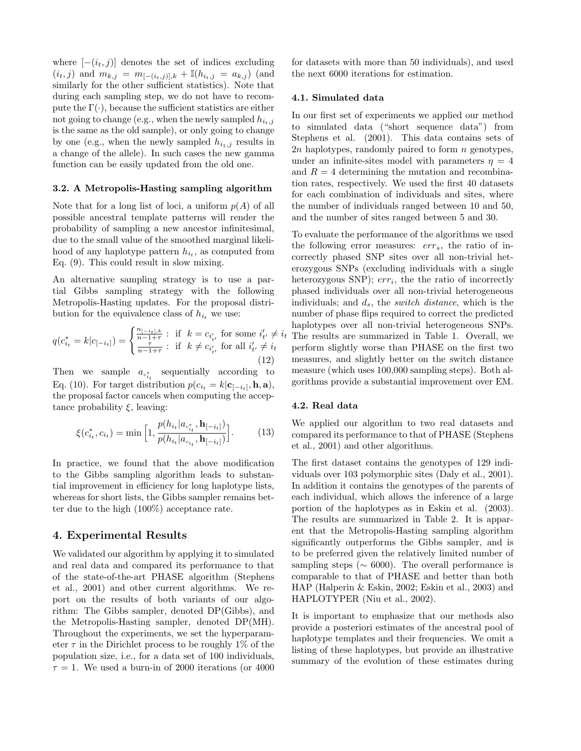where $[-(i_t, j)]$ denotes the set of indices excluding $(i_t, j)$ and $m_{k,j} = m_{[-(i_t,j)],k} + \mathbb{I}(h_{i_t,j} = a_{k,j})$ (and similarly for the other sufficient statistics). Note that during each sampling step, we do not have to recompute the $\Gamma(\cdot)$, because the sufficient statistics are either not going to change (e.g., when the newly sampled $h_{i_t,j}$ is the same as the old sample), or only going to change by one (e.g., when the newly sampled $h_{i_1,j}$ results in a change of the allele). In such cases the new gamma function can be easily updated from the old one.

### 3.2. A Metropolis-Hasting sampling algorithm

Note that for a long list of loci, a uniform $p(A)$ of all possible ancestral template patterns will render the probability of sampling a new ancestor infinitesimal, due to the small value of the smoothed marginal likelihood of any haplotype pattern $h_{i_t}$, as computed from Eq. (9). This could result in slow mixing.

An alternative sampling strategy is to use a partial Gibbs sampling strategy with the following Metropolis-Hasting updates. For the proposal distribution for the equivalence class of $h_{i_t}$ we use:

$$q(c^*_{i_t} = k | c_{[-i_t]}) = \begin{cases} \frac{n_{[-i_t],k}}{n-1+\tau} : & \text{if } k = c_{i'_{t'}} \text{ for some } i'_{t'} \neq i_t \\ \frac{\tau}{n-1+\tau} : & \text{if } k \neq c_{i'_{t'}} \text{ for all } i'_{t'} \neq i_t \end{cases} \tag{12}$$

Then we sample $a_{c^*_{i_t}}$ sequentially according to Eq. (10). For target distribution $p(c_{i_t} = k | \mathbf{c}_{[-i_t]}, \mathbf{h}, \mathbf{a})$, the proposal factor cancels when computing the acceptance probability $\xi$, leaving:

$$\xi(c^*_{i_t}, c_{i_t}) = \min\Big[1, \frac{p(h_{i_t} | a_{c^*_{i_t}}, \mathbf{h}_{[-i_t]})}{p(h_{i_t} | a_{c_{i_t}}, \mathbf{h}_{[-i_t]})}\Big]. \tag{13}$$

In practice, we found that the above modification to the Gibbs sampling algorithm leads to substantial improvement in efficiency for long haplotype lists, whereas for short lists, the Gibbs sampler remains better due to the high (100%) acceptance rate.

## 4. Experimental Results

We validated our algorithm by applying it to simulated and real data and compared its performance to that of the state-of-the-art PHASE algorithm (Stephens et al., 2001) and other current algorithms. We report on the results of both variants of our algorithm: The Gibbs sampler, denoted DP(Gibbs), and the Metropolis-Hasting sampler, denoted DP(MH). Throughout the experiments, we set the hyperparameter $\tau$ in the Dirichlet process to be roughly 1% of the population size, i.e., for a data set of 100 individuals, $\tau = 1$. We used a burn-in of 2000 iterations (or 4000 for datasets with more than 50 individuals), and used the next 6000 iterations for estimation.

### 4.1. Simulated data

In our first set of experiments we applied our method to simulated data ("short sequence data") from Stephens et al. (2001). This data contains sets of $2n$ haplotypes, randomly paired to form $n$ genotypes, under an infinite-sites model with parameters $\eta = 4$ and $R = 4$ determining the mutation and recombination rates, respectively. We used the first 40 datasets for each combination of individuals and sites, where the number of individuals ranged between 10 and 50, and the number of sites ranged between 5 and 30.

To evaluate the performance of the algorithms we used the following error measures: $err_s$, the ratio of incorrectly phased SNP sites over all non-trivial heterozygous SNPs (excluding individuals with a single heterozygous SNP); $err_i$, the the ratio of incorrectly phased individuals over all non-trivial heterogeneous individuals; and $d_s$, the *switch distance*, which is the number of phase flips required to correct the predicted haplotypes over all non-trivial heterogeneous SNPs. The results are summarized in Table 1. Overall, we perform slightly worse than PHASE on the first two measures, and slightly better on the switch distance measure (which uses 100,000 sampling steps). Both algorithms provide a substantial improvement over EM.

### 4.2. Real data

We applied our algorithm to two real datasets and compared its performance to that of PHASE (Stephens et al., 2001) and other algorithms.

The first dataset contains the genotypes of 129 individuals over 103 polymorphic sites (Daly et al., 2001). In addition it contains the genotypes of the parents of each individual, which allows the inference of a large portion of the haplotypes as in Eskin et al. (2003). The results are summarized in Table 2. It is apparent that the Metropolis-Hasting sampling algorithm significantly outperforms the Gibbs sampler, and is to be preferred given the relatively limited number of sampling steps ($\sim$ 6000). The overall performance is comparable to that of PHASE and better than both HAP (Halperin & Eskin, 2002; Eskin et al., 2003) and HAPLOTYPER (Niu et al., 2002).

It is important to emphasize that our methods also provide a posteriori estimates of the ancestral pool of haplotype templates and their frequencies. We omit a listing of these haplotypes, but provide an illustrative summary of the evolution of these estimates during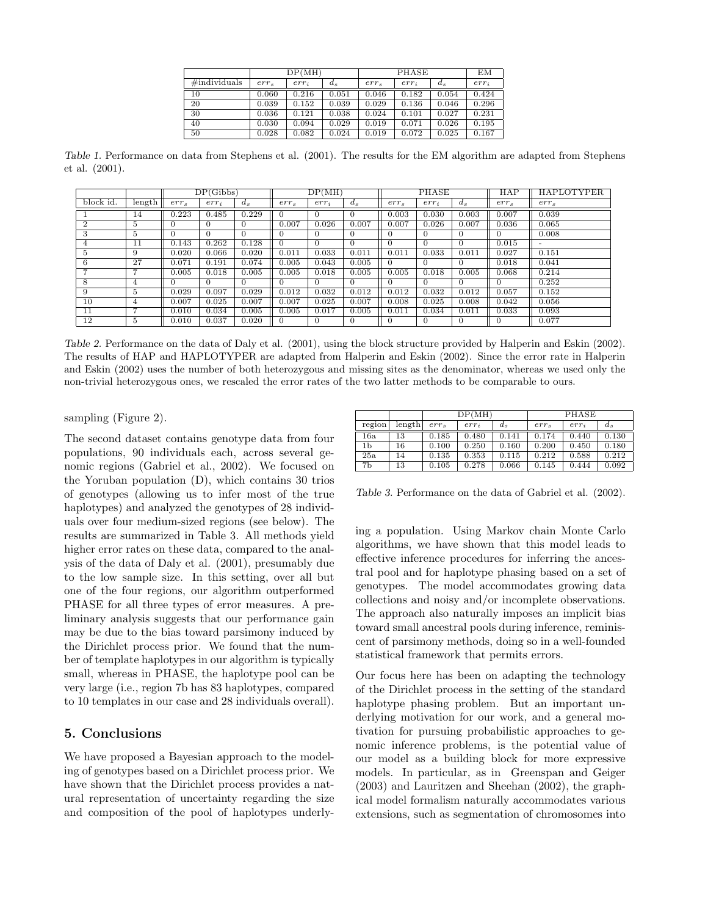|  | DP(MH) |  |  | PHASE |  |  | EM |
|---|---|---|---|---|---|---|---|
| #individuals | $err_s$ | $err_i$ | $d_s$ | $err_s$ | $err_i$ | $d_s$ | $err_i$ |
| 10 | 0.060 | 0.216 | 0.051 | 0.046 | 0.182 | 0.054 | 0.424 |
| 20 | 0.039 | 0.152 | 0.039 | 0.029 | 0.136 | 0.046 | 0.296 |
| 30 | 0.036 | 0.121 | 0.038 | 0.024 | 0.101 | 0.027 | 0.231 |
| 40 | 0.030 | 0.094 | 0.029 | 0.019 | 0.071 | 0.026 | 0.195 |
| 50 | 0.028 | 0.082 | 0.024 | 0.019 | 0.072 | 0.025 | 0.167 |

*Table 1.* Performance on data from Stephens et al. (2001). The results for the EM algorithm are adapted from Stephens et al. (2001).

|  |  | DP(Gibbs) |  |  | DP(MH) |  |  | PHASE |  |  | HAP | HAPLOTYPER |
|---|---|---|---|---|---|---|---|---|---|---|---|---|
| block id. | length | $err_s$ | $err_i$ | $d_s$ | $err_s$ | $err_i$ | $d_s$ | $err_s$ | $err_i$ | $d_s$ | $err_s$ | $err_s$ |
| 1 | 14 | 0.223 | 0.485 | 0.229 | 0 | 0 | 0 | 0.003 | 0.030 | 0.003 | 0.007 | 0.039 |
| 2 | 5 | 0 | 0 | 0 | 0.007 | 0.026 | 0.007 | 0.007 | 0.026 | 0.007 | 0.036 | 0.065 |
| 3 | 5 | 0 | 0 | 0 | 0 | 0 | 0 | 0 | 0 | 0 | 0 | 0.008 |
| 4 | 11 | 0.143 | 0.262 | 0.128 | 0 | 0 | 0 | 0 | 0 | 0 | 0.015 | - |
| 5 | 9 | 0.020 | 0.066 | 0.020 | 0.011 | 0.033 | 0.011 | 0.011 | 0.033 | 0.011 | 0.027 | 0.151 |
| 6 | 27 | 0.071 | 0.191 | 0.074 | 0.005 | 0.043 | 0.005 | 0 | 0 | 0 | 0.018 | 0.041 |
| 7 | 7 | 0.005 | 0.018 | 0.005 | 0.005 | 0.018 | 0.005 | 0.005 | 0.018 | 0.005 | 0.068 | 0.214 |
| 8 | 4 | 0 | 0 | 0 | 0 | 0 | 0 | 0 | 0 | 0 | 0 | 0.252 |
| 9 | 5 | 0.029 | 0.097 | 0.029 | 0.012 | 0.032 | 0.012 | 0.012 | 0.032 | 0.012 | 0.057 | 0.152 |
| 10 | 4 | 0.007 | 0.025 | 0.007 | 0.007 | 0.025 | 0.007 | 0.008 | 0.025 | 0.008 | 0.042 | 0.056 |
| 11 | 7 | 0.010 | 0.034 | 0.005 | 0.005 | 0.017 | 0.005 | 0.011 | 0.034 | 0.011 | 0.033 | 0.093 |
| 12 | 5 | 0.010 | 0.037 | 0.020 | 0 | 0 | 0 | 0 | 0 | 0 | 0 | 0.077 |

*Table 2.* Performance on the data of Daly et al. (2001), using the block structure provided by Halperin and Eskin (2002). The results of HAP and HAPLOTYPER are adapted from Halperin and Eskin (2002). Since the error rate in Halperin and Eskin (2002) uses the number of both heterozygous and missing sites as the denominator, whereas we used only the non-trivial heterozygous ones, we rescaled the error rates of the two latter methods to be comparable to ours.

sampling (Figure 2).

The second dataset contains genotype data from four populations, 90 individuals each, across several genomic regions (Gabriel et al., 2002). We focused on the Yoruban population (D), which contains 30 trios of genotypes (allowing us to infer most of the true haplotypes) and analyzed the genotypes of 28 individuals over four medium-sized regions (see below). The results are summarized in Table 3. All methods yield higher error rates on these data, compared to the analysis of the data of Daly et al. (2001), presumably due to the low sample size. In this setting, over all but one of the four regions, our algorithm outperformed PHASE for all three types of error measures. A preliminary analysis suggests that our performance gain may be due to the bias toward parsimony induced by the Dirichlet process prior. We found that the number of template haplotypes in our algorithm is typically small, whereas in PHASE, the haplotype pool can be very large (i.e., region 7b has 83 haplotypes, compared to 10 templates in our case and 28 individuals overall).

|  |  | DP(MH) |  |  | PHASE |  |  |
|---|---|---|---|---|---|---|---|
| region | length | $err_s$ | $err_i$ | $d_s$ | $err_s$ | $err_i$ | $d_s$ |
| 16a | 13 | 0.185 | 0.480 | 0.141 | 0.174 | 0.440 | 0.130 |
| 1b | 16 | 0.100 | 0.250 | 0.160 | 0.200 | 0.450 | 0.180 |
| 25a | 14 | 0.135 | 0.353 | 0.115 | 0.212 | 0.588 | 0.212 |
| 7b | 13 | 0.105 | 0.278 | 0.066 | 0.145 | 0.444 | 0.092 |

*Table 3.* Performance on the data of Gabriel et al. (2002).

## 5. Conclusions

We have proposed a Bayesian approach to the modeling of genotypes based on a Dirichlet process prior. We have shown that the Dirichlet process provides a natural representation of uncertainty regarding the size and composition of the pool of haplotypes underlying a population. Using Markov chain Monte Carlo algorithms, we have shown that this model leads to effective inference procedures for inferring the ancestral pool and for haplotype phasing based on a set of genotypes. The model accommodates growing data collections and noisy and/or incomplete observations. The approach also naturally imposes an implicit bias toward small ancestral pools during inference, reminiscent of parsimony methods, doing so in a well-founded statistical framework that permits errors.

Our focus here has been on adapting the technology of the Dirichlet process in the setting of the standard haplotype phasing problem. But an important underlying motivation for our work, and a general motivation for pursuing probabilistic approaches to genomic inference problems, is the potential value of our model as a building block for more expressive models. In particular, as in Greenspan and Geiger (2003) and Lauritzen and Sheehan (2002), the graphical model formalism naturally accommodates various extensions, such as segmentation of chromosomes into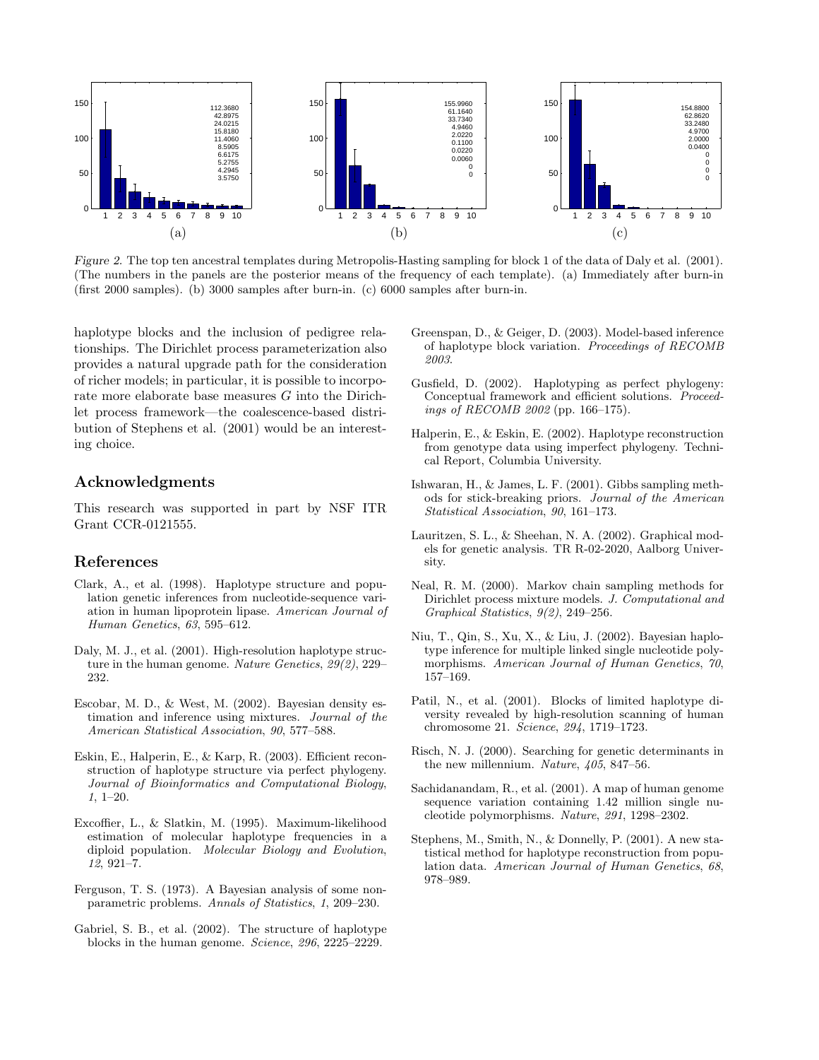150
100
50
0
1 2 3 4 5 6 7 8 9 10

112.3680
42.8975
24.0215
15.8180
11.4060
8.5905
6.6175
5.2755
4.2945
3.5750

(a)

150
100
50
0
1 2 3 4 5 6 7 8 9 10

155.9960
61.1640
33.7340
4.9460
2.0220
0.1100
0.0220
0.0060
0
0

(b)

150
100
50
0
1 2 3 4 5 6 7 8 9 10

154.8800
62.8620
33.2480
4.9700
2.0000
0.0400
0
0
0
0

(c)

*Figure 2.* The top ten ancestral templates during Metropolis-Hasting sampling for block 1 of the data of Daly et al. (2001). (The numbers in the panels are the posterior means of the frequency of each template). (a) Immediately after burn-in (first 2000 samples). (b) 3000 samples after burn-in. (c) 6000 samples after burn-in.

haplotype blocks and the inclusion of pedigree relationships. The Dirichlet process parameterization also provides a natural upgrade path for the consideration of richer models; in particular, it is possible to incorporate more elaborate base measures $G$ into the Dirichlet process framework—the coalescence-based distribution of Stephens et al. (2001) would be an interesting choice.

## Acknowledgments

This research was supported in part by NSF ITR Grant CCR-0121555.

## References

Clark, A., et al. (1998). Haplotype structure and population genetic inferences from nucleotide-sequence variation in human lipoprotein lipase. *American Journal of Human Genetics*, *63*, 595–612.

Daly, M. J., et al. (2001). High-resolution haplotype structure in the human genome. *Nature Genetics*, *29(2)*, 229–232.

Escobar, M. D., & West, M. (2002). Bayesian density estimation and inference using mixtures. *Journal of the American Statistical Association*, *90*, 577–588.

Eskin, E., Halperin, E., & Karp, R. (2003). Efficient reconstruction of haplotype structure via perfect phylogeny. *Journal of Bioinformatics and Computational Biology*, *1*, 1–20.

Excoffier, L., & Slatkin, M. (1995). Maximum-likelihood estimation of molecular haplotype frequencies in a diploid population. *Molecular Biology and Evolution*, *12*, 921–7.

Ferguson, T. S. (1973). A Bayesian analysis of some nonparametric problems. *Annals of Statistics*, *1*, 209–230.

Gabriel, S. B., et al. (2002). The structure of haplotype blocks in the human genome. *Science*, *296*, 2225–2229.

Greenspan, D., & Geiger, D. (2003). Model-based inference of haplotype block variation. *Proceedings of RECOMB 2003*.

Gusfield, D. (2002). Haplotyping as perfect phylogeny: Conceptual framework and efficient solutions. *Proceedings of RECOMB 2002* (pp. 166–175).

Halperin, E., & Eskin, E. (2002). Haplotype reconstruction from genotype data using imperfect phylogeny. Technical Report, Columbia University.

Ishwaran, H., & James, L. F. (2001). Gibbs sampling methods for stick-breaking priors. *Journal of the American Statistical Association*, *90*, 161–173.

Lauritzen, S. L., & Sheehan, N. A. (2002). Graphical models for genetic analysis. TR R-02-2020, Aalborg University.

Neal, R. M. (2000). Markov chain sampling methods for Dirichlet process mixture models. *J. Computational and Graphical Statistics*, *9(2)*, 249–256.

Niu, T., Qin, S., Xu, X., & Liu, J. (2002). Bayesian haplotype inference for multiple linked single nucleotide polymorphisms. *American Journal of Human Genetics*, *70*, 157–169.

Patil, N., et al. (2001). Blocks of limited haplotype diversity revealed by high-resolution scanning of human chromosome 21. *Science*, *294*, 1719–1723.

Risch, N. J. (2000). Searching for genetic determinants in the new millennium. *Nature*, *405*, 847–56.

Sachidanandam, R., et al. (2001). A map of human genome sequence variation containing 1.42 million single nucleotide polymorphisms. *Nature*, *291*, 1298–2302.

Stephens, M., Smith, N., & Donnelly, P. (2001). A new statistical method for haplotype reconstruction from population data. *American Journal of Human Genetics*, *68*, 978–989.